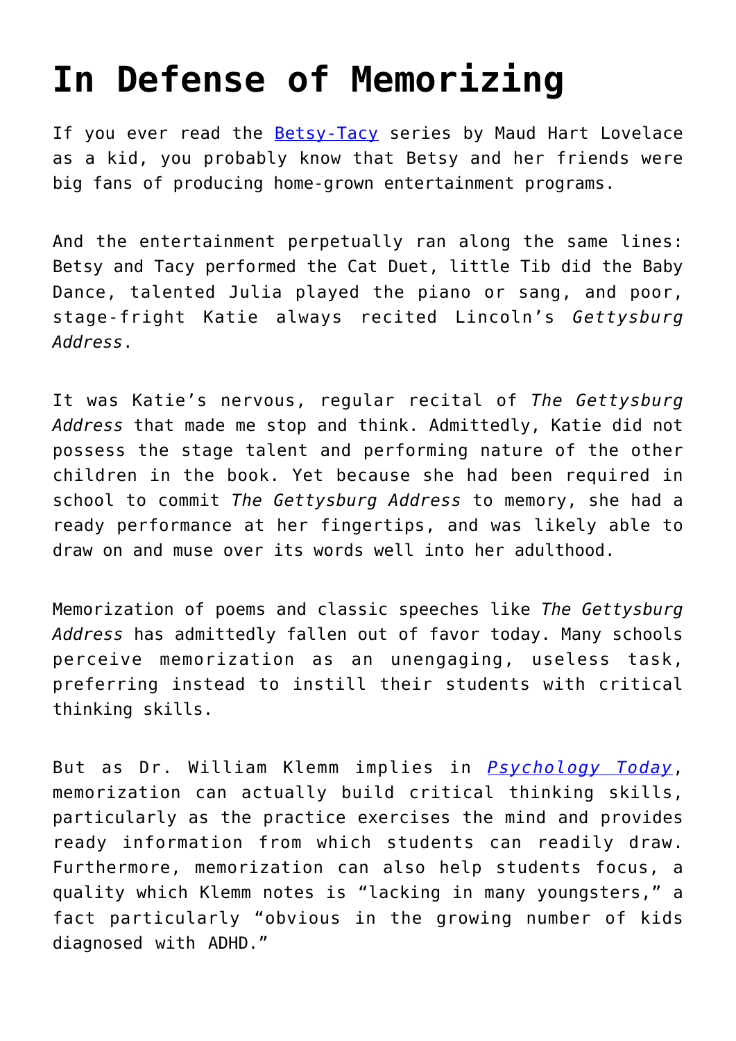# In Defense of Memorizing

If you ever read the Betsy-Tacy series by Maud Hart Lovelace as a kid, you probably know that Betsy and her friends were big fans of producing home-grown entertainment programs.

And the entertainment perpetually ran along the same lines: Betsy and Tacy performed the Cat Duet, little Tib did the Baby Dance, talented Julia played the piano or sang, and poor, stage-fright Katie always recited Lincoln's *Gettysburg Address*.

It was Katie's nervous, regular recital of *The Gettysburg Address* that made me stop and think. Admittedly, Katie did not possess the stage talent and performing nature of the other children in the book. Yet because she had been required in school to commit *The Gettysburg Address* to memory, she had a ready performance at her fingertips, and was likely able to draw on and muse over its words well into her adulthood.

Memorization of poems and classic speeches like *The Gettysburg Address* has admittedly fallen out of favor today. Many schools perceive memorization as an unengaging, useless task, preferring instead to instill their students with critical thinking skills.

But as Dr. William Klemm implies in *Psychology Today*, memorization can actually build critical thinking skills, particularly as the practice exercises the mind and provides ready information from which students can readily draw. Furthermore, memorization can also help students focus, a quality which Klemm notes is "lacking in many youngsters," a fact particularly "obvious in the growing number of kids diagnosed with ADHD."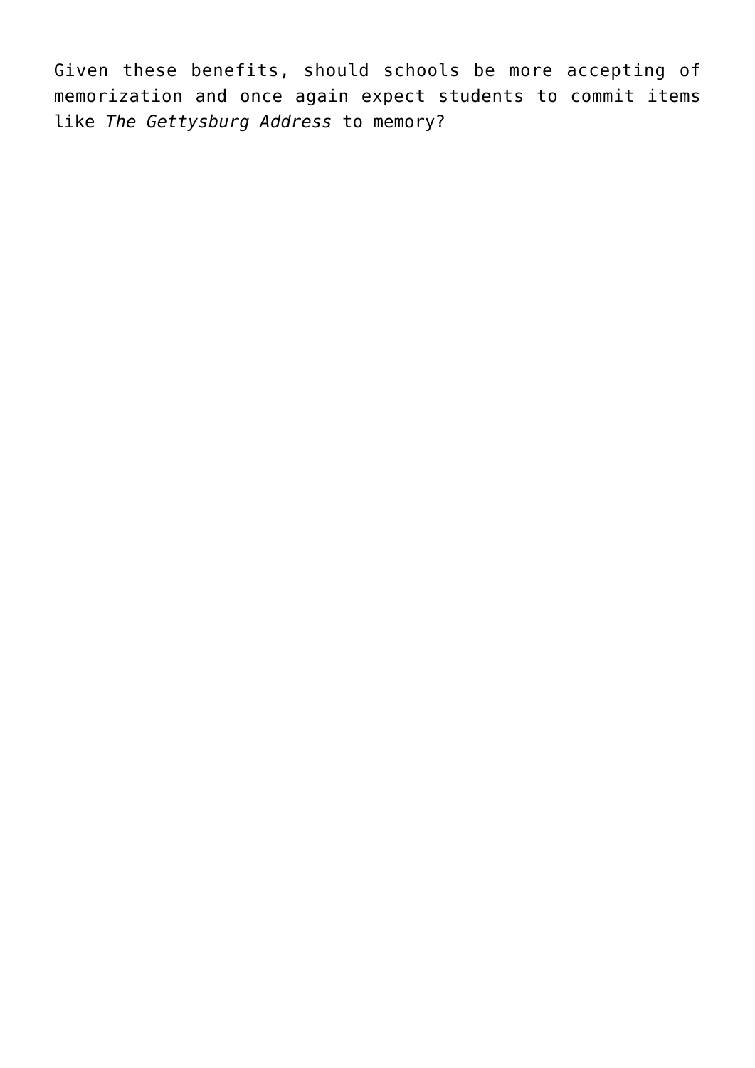Given these benefits, should schools be more accepting of memorization and once again expect students to commit items like *The Gettysburg Address* to memory?